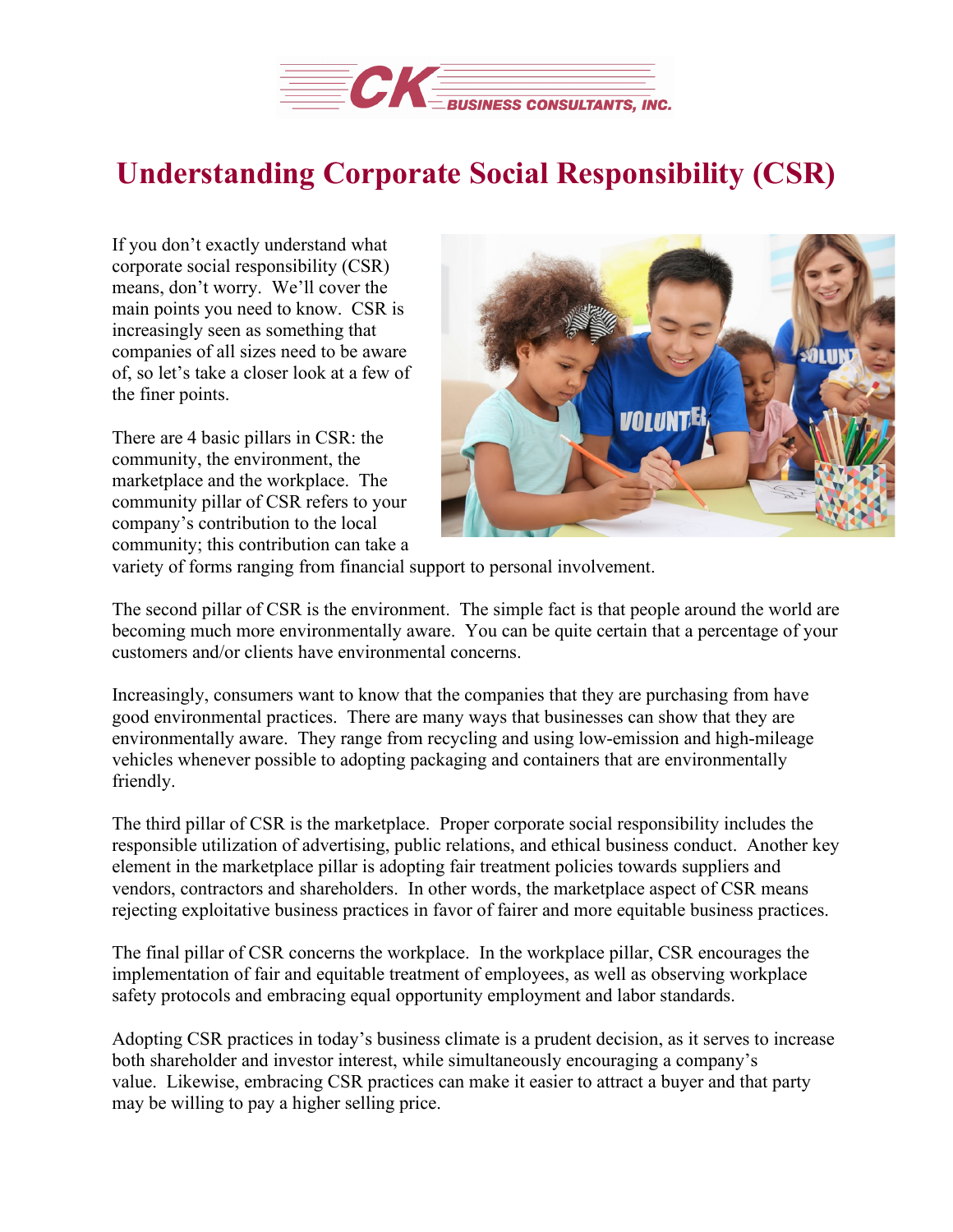CK BUSINESS CONSULTANTS, INC.

# Understanding Corporate Social Responsibility (CSR)

If you don't exactly understand what corporate social responsibility (CSR) means, don't worry. We'll cover the main points you need to know. CSR is increasingly seen as something that companies of all sizes need to be aware of, so let's take a closer look at a few of the finer points.

There are 4 basic pillars in CSR: the community, the environment, the marketplace and the workplace. The community pillar of CSR refers to your company's contribution to the local community; this contribution can take a variety of forms ranging from financial support to personal involvement.

The second pillar of CSR is the environment. The simple fact is that people around the world are becoming much more environmentally aware. You can be quite certain that a percentage of your customers and/or clients have environmental concerns.

Increasingly, consumers want to know that the companies that they are purchasing from have good environmental practices. There are many ways that businesses can show that they are environmentally aware. They range from recycling and using low-emission and high-mileage vehicles whenever possible to adopting packaging and containers that are environmentally friendly.

The third pillar of CSR is the marketplace. Proper corporate social responsibility includes the responsible utilization of advertising, public relations, and ethical business conduct. Another key element in the marketplace pillar is adopting fair treatment policies towards suppliers and vendors, contractors and shareholders. In other words, the marketplace aspect of CSR means rejecting exploitative business practices in favor of fairer and more equitable business practices.

The final pillar of CSR concerns the workplace. In the workplace pillar, CSR encourages the implementation of fair and equitable treatment of employees, as well as observing workplace safety protocols and embracing equal opportunity employment and labor standards.

Adopting CSR practices in today's business climate is a prudent decision, as it serves to increase both shareholder and investor interest, while simultaneously encouraging a company's value. Likewise, embracing CSR practices can make it easier to attract a buyer and that party may be willing to pay a higher selling price.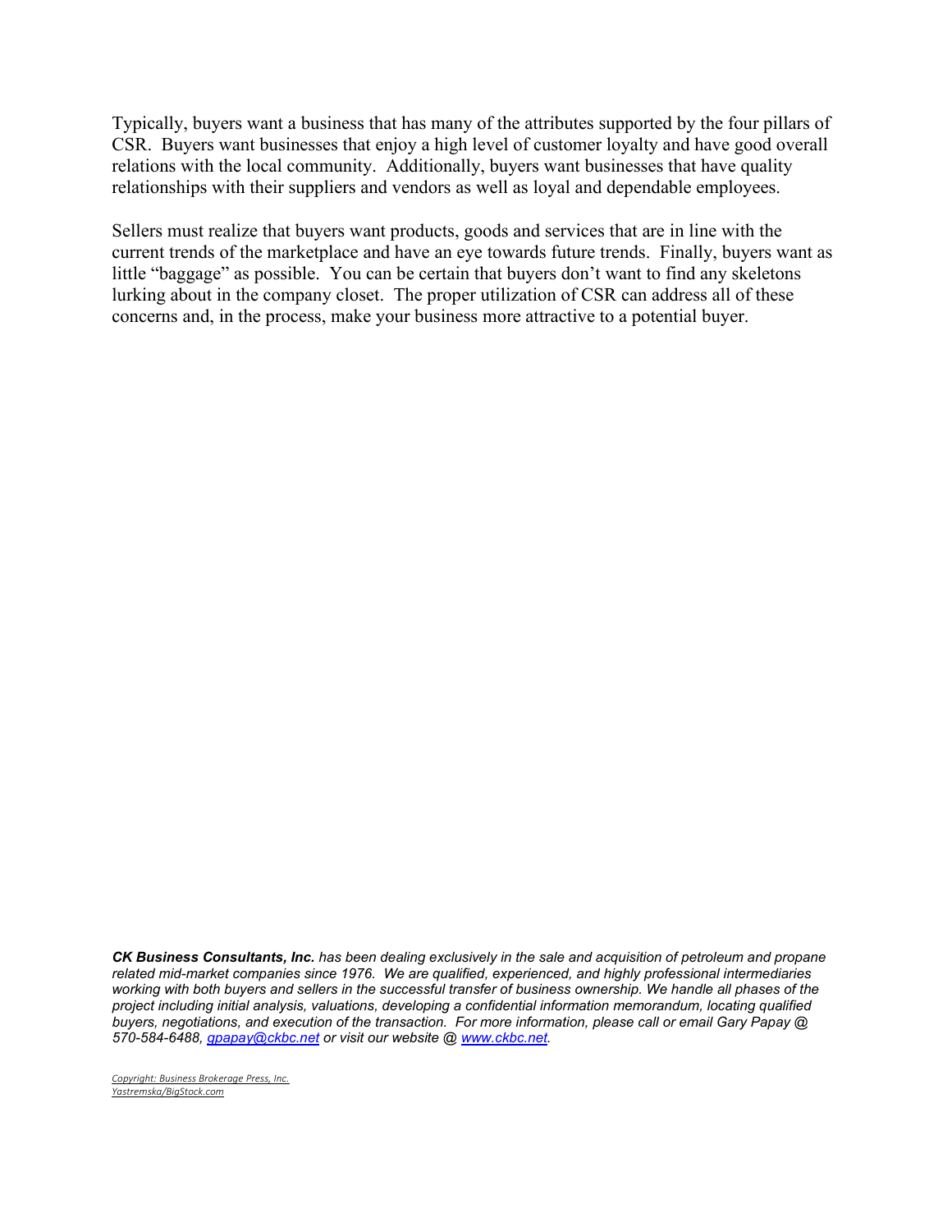Typically, buyers want a business that has many of the attributes supported by the four pillars of CSR. Buyers want businesses that enjoy a high level of customer loyalty and have good overall relations with the local community. Additionally, buyers want businesses that have quality relationships with their suppliers and vendors as well as loyal and dependable employees.

Sellers must realize that buyers want products, goods and services that are in line with the current trends of the marketplace and have an eye towards future trends. Finally, buyers want as little "baggage" as possible. You can be certain that buyers don't want to find any skeletons lurking about in the company closet. The proper utilization of CSR can address all of these concerns and, in the process, make your business more attractive to a potential buyer.

***CK Business Consultants, Inc.*** *has been dealing exclusively in the sale and acquisition of petroleum and propane related mid-market companies since 1976. We are qualified, experienced, and highly professional intermediaries working with both buyers and sellers in the successful transfer of business ownership. We handle all phases of the project including initial analysis, valuations, developing a confidential information memorandum, locating qualified buyers, negotiations, and execution of the transaction. For more information, please call or email Gary Papay @ 570-584-6488, [gpapay@ckbc.net](mailto:gpapay@ckbc.net) or visit our website @ [www.ckbc.net](http://www.ckbc.net).*

*Copyright: Business Brokerage Press, Inc.*
*Yastremska/BigStock.com*